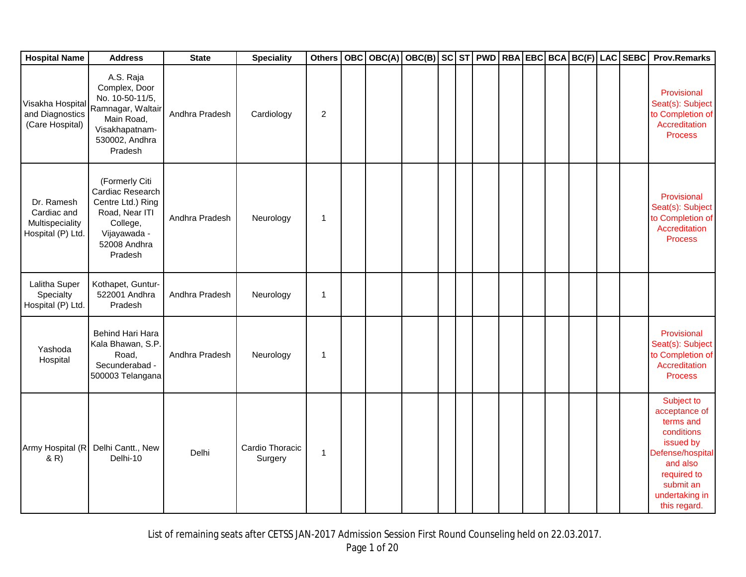| Hospital Name | Address | State | Speciality | Others | OBC | OBC(A) | OBC(B) | SC | ST | PWD | RBA | EBC | BCA | BC(F) | LAC | SEBC | Prov.Remarks |
|---|---|---|---|---|---|---|---|---|---|---|---|---|---|---|---|---|---|
| Visakha Hospital and Diagnostics (Care Hospital) | A.S. Raja Complex, Door No. 10-50-11/5, Ramnagar, Waltair Main Road, Visakhapatnam-530002, Andhra Pradesh | Andhra Pradesh | Cardiology | 2 | | | | | | | | | | | | | Provisional Seat(s): Subject to Completion of Accreditation Process |
| Dr. Ramesh Cardiac and Multispeciality Hospital (P) Ltd. | (Formerly Citi Cardiac Research Centre Ltd.) Ring Road, Near ITI College, Vijayawada - 52008 Andhra Pradesh | Andhra Pradesh | Neurology | 1 | | | | | | | | | | | | | Provisional Seat(s): Subject to Completion of Accreditation Process |
| Lalitha Super Specialty Hospital (P) Ltd. | Kothapet, Guntur-522001 Andhra Pradesh | Andhra Pradesh | Neurology | 1 | | | | | | | | | | | | | |
| Yashoda Hospital | Behind Hari Hara Kala Bhawan, S.P. Road, Secunderabad - 500003 Telangana | Andhra Pradesh | Neurology | 1 | | | | | | | | | | | | | Provisional Seat(s): Subject to Completion of Accreditation Process |
| Army Hospital (R & R) | Delhi Cantt., New Delhi-10 | Delhi | Cardio Thoracic Surgery | 1 | | | | | | | | | | | | | Subject to acceptance of terms and conditions issued by Defense/hospital and also required to submit an undertaking in this regard. |

List of remaining seats after CETSS JAN-2017 Admission Session First Round Counseling held on 22.03.2017.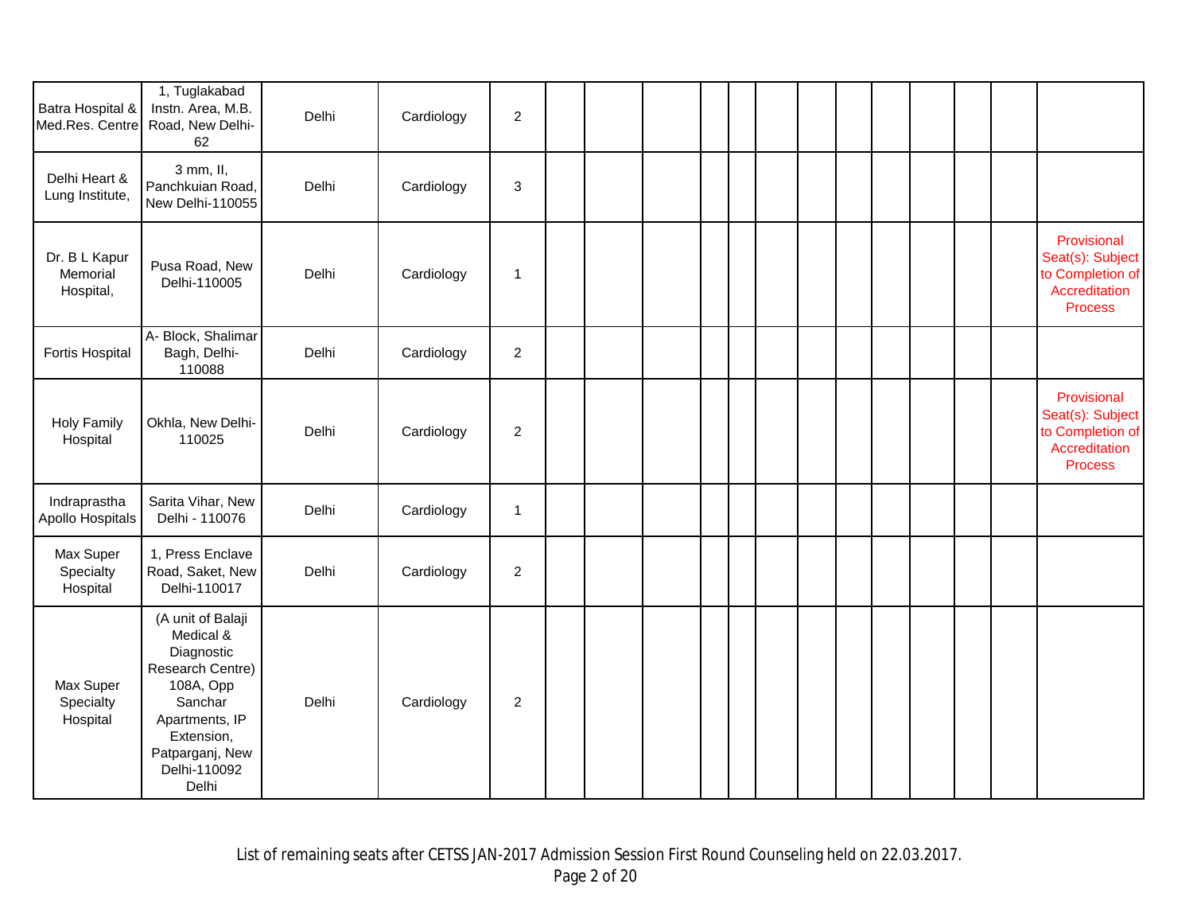| | | | | | | | | | | | | | | | | | |
|---|---|---|---|---|---|---|---|---|---|---|---|---|---|---|---|---|---|
| Batra Hospital & Med.Res. Centre | 1, Tuglakabad Instn. Area, M.B. Road, New Delhi-62 | Delhi | Cardiology | 2 | | | | | | | | | | | | | |
| Delhi Heart & Lung Institute, | 3 mm, II, Panchkuian Road, New Delhi-110055 | Delhi | Cardiology | 3 | | | | | | | | | | | | | |
| Dr. B L Kapur Memorial Hospital, | Pusa Road, New Delhi-110005 | Delhi | Cardiology | 1 | | | | | | | | | | | | | Provisional Seat(s): Subject to Completion of Accreditation Process |
| Fortis Hospital | A- Block, Shalimar Bagh, Delhi-110088 | Delhi | Cardiology | 2 | | | | | | | | | | | | | |
| Holy Family Hospital | Okhla, New Delhi-110025 | Delhi | Cardiology | 2 | | | | | | | | | | | | | Provisional Seat(s): Subject to Completion of Accreditation Process |
| Indraprastha Apollo Hospitals | Sarita Vihar, New Delhi - 110076 | Delhi | Cardiology | 1 | | | | | | | | | | | | | |
| Max Super Specialty Hospital | 1, Press Enclave Road, Saket, New Delhi-110017 | Delhi | Cardiology | 2 | | | | | | | | | | | | | |
| Max Super Specialty Hospital | (A unit of Balaji Medical & Diagnostic Research Centre) 108A, Opp Sanchar Apartments, IP Extension, Patparganj, New Delhi-110092 Delhi | Delhi | Cardiology | 2 | | | | | | | | | | | | | |

List of remaining seats after CETSS JAN-2017 Admission Session First Round Counseling held on 22.03.2017.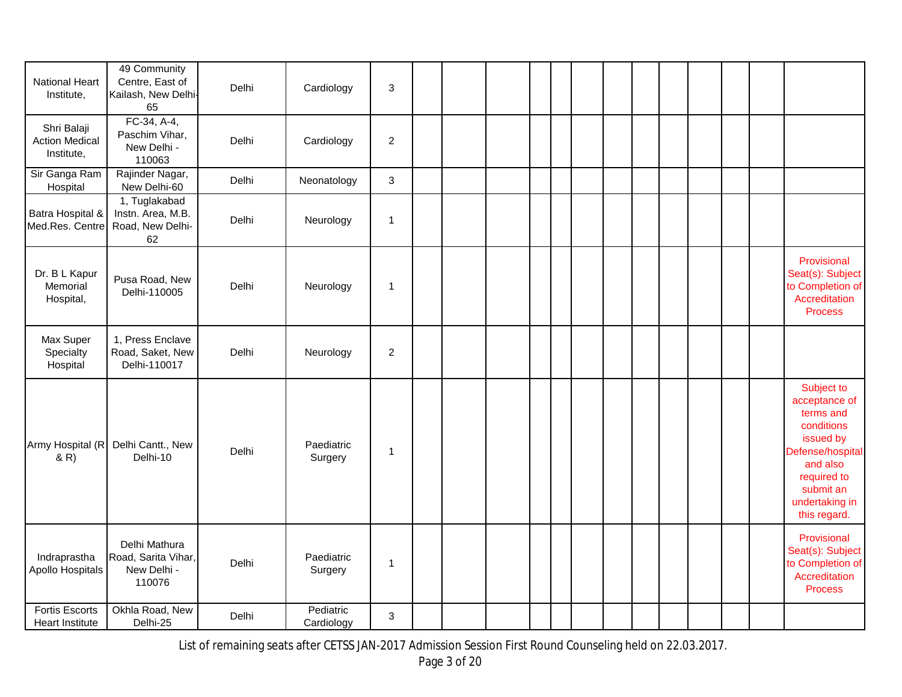| | | | | | | | | | | | | | | | | | |
|---|---|---|---|---|---|---|---|---|---|---|---|---|---|---|---|---|---|
| National Heart Institute, | 49 Community Centre, East of Kailash, New Delhi-65 | Delhi | Cardiology | 3 | | | | | | | | | | | | | |
| Shri Balaji Action Medical Institute, | FC-34, A-4, Paschim Vihar, New Delhi - 110063 | Delhi | Cardiology | 2 | | | | | | | | | | | | | |
| Sir Ganga Ram Hospital | Rajinder Nagar, New Delhi-60 | Delhi | Neonatology | 3 | | | | | | | | | | | | | |
| Batra Hospital & Med.Res. Centre | 1, Tuglakabad Instn. Area, M.B. Road, New Delhi-62 | Delhi | Neurology | 1 | | | | | | | | | | | | | |
| Dr. B L Kapur Memorial Hospital, | Pusa Road, New Delhi-110005 | Delhi | Neurology | 1 | | | | | | | | | | | | | Provisional Seat(s): Subject to Completion of Accreditation Process |
| Max Super Specialty Hospital | 1, Press Enclave Road, Saket, New Delhi-110017 | Delhi | Neurology | 2 | | | | | | | | | | | | | |
| Army Hospital (R & R) | Delhi Cantt., New Delhi-10 | Delhi | Paediatric Surgery | 1 | | | | | | | | | | | | | Subject to acceptance of terms and conditions issued by Defense/hospital and also required to submit an undertaking in this regard. |
| Indraprastha Apollo Hospitals | Delhi Mathura Road, Sarita Vihar, New Delhi - 110076 | Delhi | Paediatric Surgery | 1 | | | | | | | | | | | | | Provisional Seat(s): Subject to Completion of Accreditation Process |
| Fortis Escorts Heart Institute | Okhla Road, New Delhi-25 | Delhi | Pediatric Cardiology | 3 | | | | | | | | | | | | | |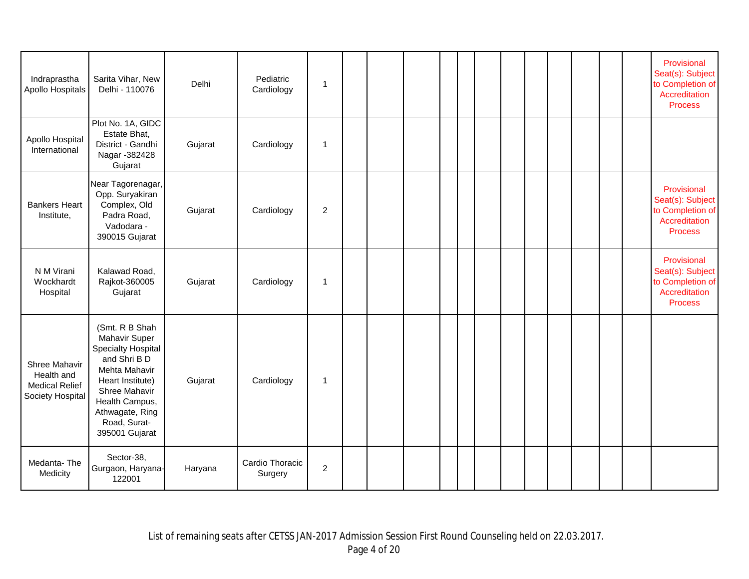| | | | | | | | | | | | | | | | | | |
|---|---|---|---|---|---|---|---|---|---|---|---|---|---|---|---|---|---|
| Indraprastha Apollo Hospitals | Sarita Vihar, New Delhi - 110076 | Delhi | Pediatric Cardiology | 1 | | | | | | | | | | | | | Provisional Seat(s): Subject to Completion of Accreditation Process |
| Apollo Hospital International | Plot No. 1A, GIDC Estate Bhat, District - Gandhi Nagar -382428 Gujarat | Gujarat | Cardiology | 1 | | | | | | | | | | | | | |
| Bankers Heart Institute, | Near Tagorenagar, Opp. Suryakiran Complex, Old Padra Road, Vadodara - 390015 Gujarat | Gujarat | Cardiology | 2 | | | | | | | | | | | | | Provisional Seat(s): Subject to Completion of Accreditation Process |
| N M Virani Wockhardt Hospital | Kalawad Road, Rajkot-360005 Gujarat | Gujarat | Cardiology | 1 | | | | | | | | | | | | | Provisional Seat(s): Subject to Completion of Accreditation Process |
| Shree Mahavir Health and Medical Relief Society Hospital | (Smt. R B Shah Mahavir Super Specialty Hospital and Shri B D Mehta Mahavir Heart Institute) Shree Mahavir Health Campus, Athwagate, Ring Road, Surat-395001 Gujarat | Gujarat | Cardiology | 1 | | | | | | | | | | | | | |
| Medanta- The Medicity | Sector-38, Gurgaon, Haryana-122001 | Haryana | Cardio Thoracic Surgery | 2 | | | | | | | | | | | | | |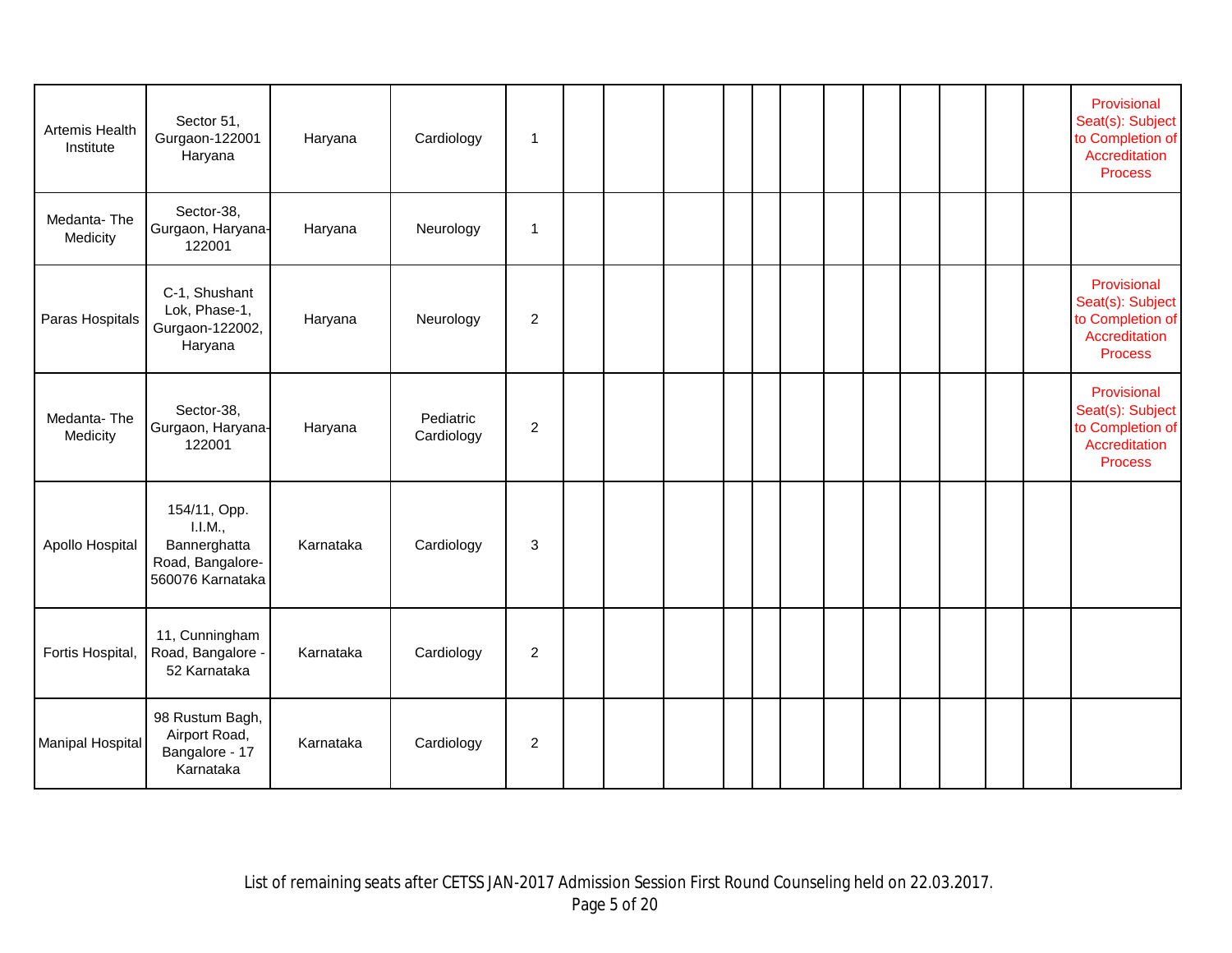| | | | | | | | | | | | | | | | | | |
|---|---|---|---|---|---|---|---|---|---|---|---|---|---|---|---|---|---|
| Artemis Health Institute | Sector 51, Gurgaon-122001 Haryana | Haryana | Cardiology | 1 | | | | | | | | | | | | | Provisional Seat(s): Subject to Completion of Accreditation Process |
| Medanta- The Medicity | Sector-38, Gurgaon, Haryana-122001 | Haryana | Neurology | 1 | | | | | | | | | | | | | |
| Paras Hospitals | C-1, Shushant Lok, Phase-1, Gurgaon-122002, Haryana | Haryana | Neurology | 2 | | | | | | | | | | | | | Provisional Seat(s): Subject to Completion of Accreditation Process |
| Medanta- The Medicity | Sector-38, Gurgaon, Haryana-122001 | Haryana | Pediatric Cardiology | 2 | | | | | | | | | | | | | Provisional Seat(s): Subject to Completion of Accreditation Process |
| Apollo Hospital | 154/11, Opp. I.I.M., Bannerghatta Road, Bangalore-560076 Karnataka | Karnataka | Cardiology | 3 | | | | | | | | | | | | | |
| Fortis Hospital, | 11, Cunningham Road, Bangalore - 52 Karnataka | Karnataka | Cardiology | 2 | | | | | | | | | | | | | |
| Manipal Hospital | 98 Rustum Bagh, Airport Road, Bangalore - 17 Karnataka | Karnataka | Cardiology | 2 | | | | | | | | | | | | | |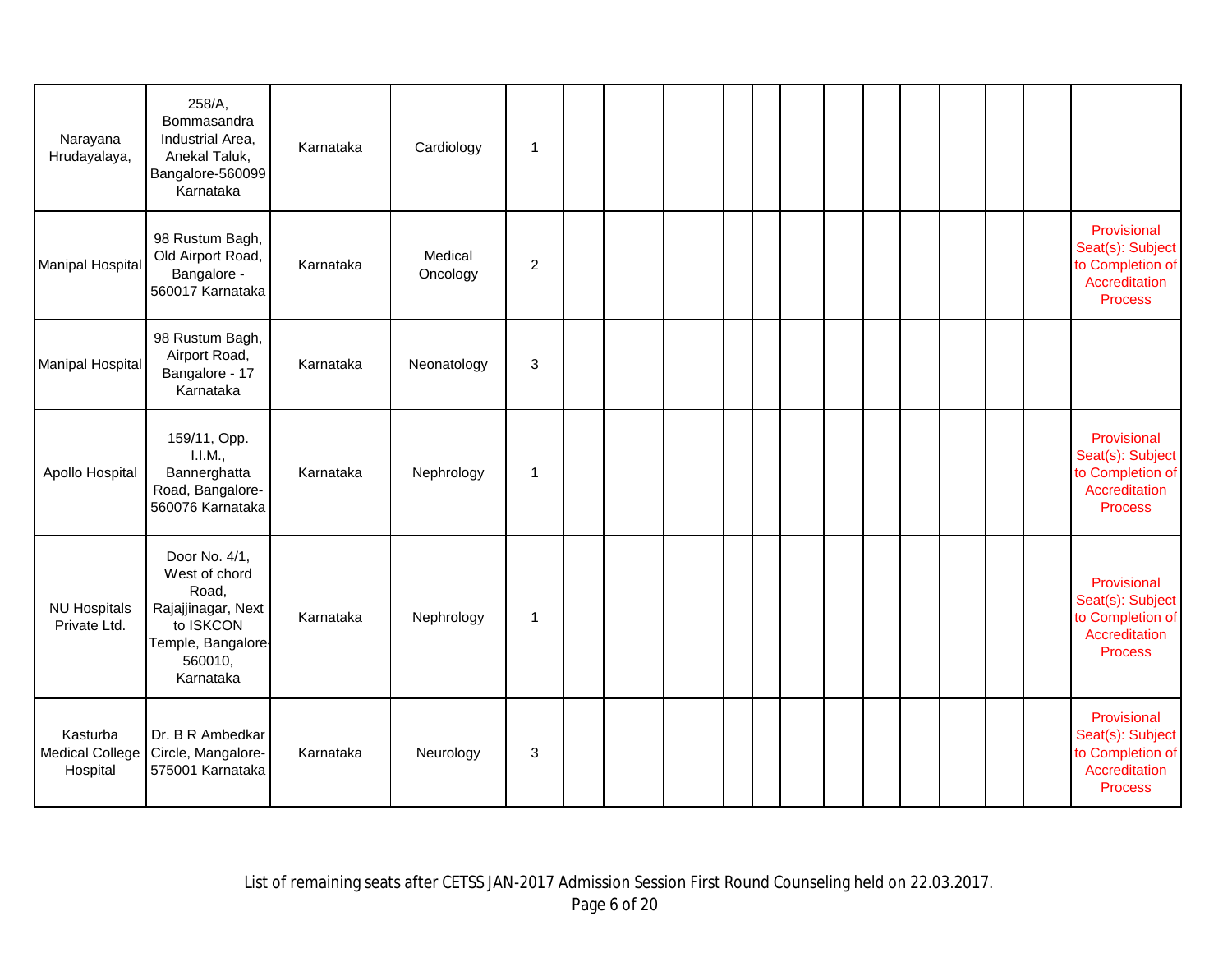| | | | | | | | | | | | | | | | | | |
|---|---|---|---|---|---|---|---|---|---|---|---|---|---|---|---|---|---|
| Narayana Hrudayalaya, | 258/A, Bommasandra Industrial Area, Anekal Taluk, Bangalore-560099 Karnataka | Karnataka | Cardiology | 1 | | | | | | | | | | | | | |
| Manipal Hospital | 98 Rustum Bagh, Old Airport Road, Bangalore - 560017 Karnataka | Karnataka | Medical Oncology | 2 | | | | | | | | | | | | | Provisional Seat(s): Subject to Completion of Accreditation Process |
| Manipal Hospital | 98 Rustum Bagh, Airport Road, Bangalore - 17 Karnataka | Karnataka | Neonatology | 3 | | | | | | | | | | | | | |
| Apollo Hospital | 159/11, Opp. I.I.M., Bannerghatta Road, Bangalore-560076 Karnataka | Karnataka | Nephrology | 1 | | | | | | | | | | | | | Provisional Seat(s): Subject to Completion of Accreditation Process |
| NU Hospitals Private Ltd. | Door No. 4/1, West of chord Road, Rajajjinagar, Next to ISKCON Temple, Bangalore-560010, Karnataka | Karnataka | Nephrology | 1 | | | | | | | | | | | | | Provisional Seat(s): Subject to Completion of Accreditation Process |
| Kasturba Medical College Hospital | Dr. B R Ambedkar Circle, Mangalore-575001 Karnataka | Karnataka | Neurology | 3 | | | | | | | | | | | | | Provisional Seat(s): Subject to Completion of Accreditation Process |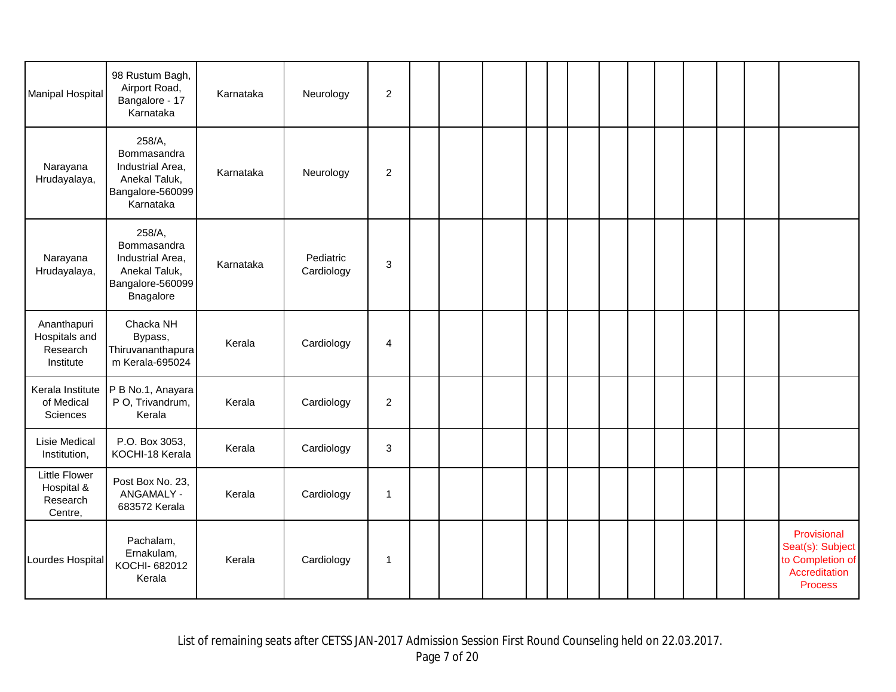| | | | | | | | | | | | | | | | | | |
|---|---|---|---|---|---|---|---|---|---|---|---|---|---|---|---|---|---|
| Manipal Hospital | 98 Rustum Bagh, Airport Road, Bangalore - 17 Karnataka | Karnataka | Neurology | 2 | | | | | | | | | | | | | |
| Narayana Hrudayalaya, | 258/A, Bommasandra Industrial Area, Anekal Taluk, Bangalore-560099 Karnataka | Karnataka | Neurology | 2 | | | | | | | | | | | | | |
| Narayana Hrudayalaya, | 258/A, Bommasandra Industrial Area, Anekal Taluk, Bangalore-560099 Bnagalore | Karnataka | Pediatric Cardiology | 3 | | | | | | | | | | | | | |
| Ananthapuri Hospitals and Research Institute | Chacka NH Bypass, Thiruvananthapuram Kerala-695024 | Kerala | Cardiology | 4 | | | | | | | | | | | | | |
| Kerala Institute of Medical Sciences | P B No.1, Anayara P O, Trivandrum, Kerala | Kerala | Cardiology | 2 | | | | | | | | | | | | | |
| Lisie Medical Institution, | P.O. Box 3053, KOCHI-18 Kerala | Kerala | Cardiology | 3 | | | | | | | | | | | | | |
| Little Flower Hospital & Research Centre, | Post Box No. 23, ANGAMALY - 683572 Kerala | Kerala | Cardiology | 1 | | | | | | | | | | | | | |
| Lourdes Hospital | Pachalam, Ernakulam, KOCHI- 682012 Kerala | Kerala | Cardiology | 1 | | | | | | | | | | | | | Provisional Seat(s): Subject to Completion of Accreditation Process |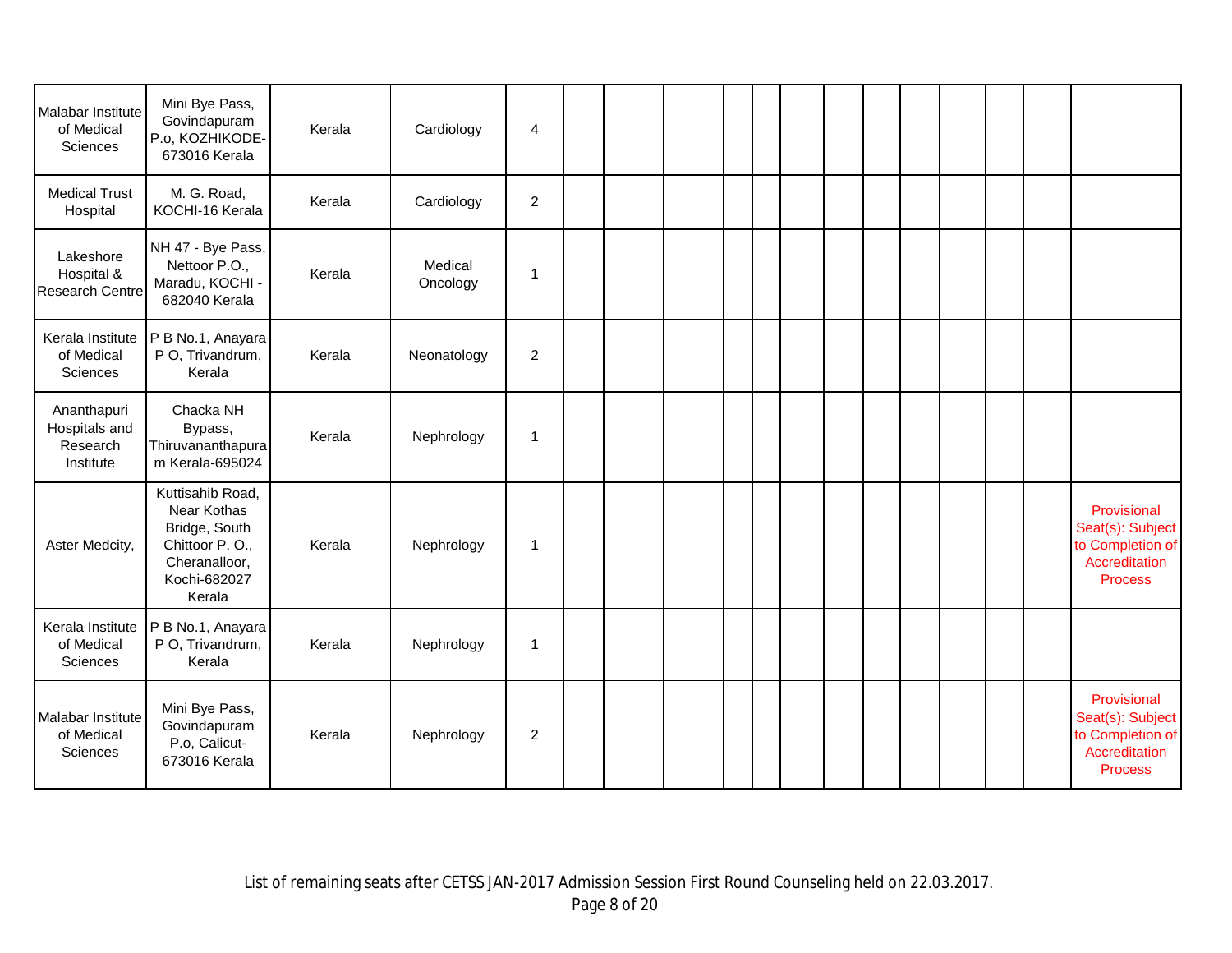| | | | | | | | | | | | | | | | | | |
|---|---|---|---|---|---|---|---|---|---|---|---|---|---|---|---|---|---|
| Malabar Institute of Medical Sciences | Mini Bye Pass, Govindapuram P.o, KOZHIKODE-673016 Kerala | Kerala | Cardiology | 4 | | | | | | | | | | | | | |
| Medical Trust Hospital | M. G. Road, KOCHI-16 Kerala | Kerala | Cardiology | 2 | | | | | | | | | | | | | |
| Lakeshore Hospital & Research Centre | NH 47 - Bye Pass, Nettoor P.O., Maradu, KOCHI - 682040 Kerala | Kerala | Medical Oncology | 1 | | | | | | | | | | | | | |
| Kerala Institute of Medical Sciences | P B No.1, Anayara P O, Trivandrum, Kerala | Kerala | Neonatology | 2 | | | | | | | | | | | | | |
| Ananthapuri Hospitals and Research Institute | Chacka NH Bypass, Thiruvananthapuram Kerala-695024 | Kerala | Nephrology | 1 | | | | | | | | | | | | | |
| Aster Medcity, | Kuttisahib Road, Near Kothas Bridge, South Chittoor P. O., Cheranalloor, Kochi-682027 Kerala | Kerala | Nephrology | 1 | | | | | | | | | | | | | Provisional Seat(s): Subject to Completion of Accreditation Process |
| Kerala Institute of Medical Sciences | P B No.1, Anayara P O, Trivandrum, Kerala | Kerala | Nephrology | 1 | | | | | | | | | | | | | |
| Malabar Institute of Medical Sciences | Mini Bye Pass, Govindapuram P.o, Calicut-673016 Kerala | Kerala | Nephrology | 2 | | | | | | | | | | | | | Provisional Seat(s): Subject to Completion of Accreditation Process |

List of remaining seats after CETSS JAN-2017 Admission Session First Round Counseling held on 22.03.2017.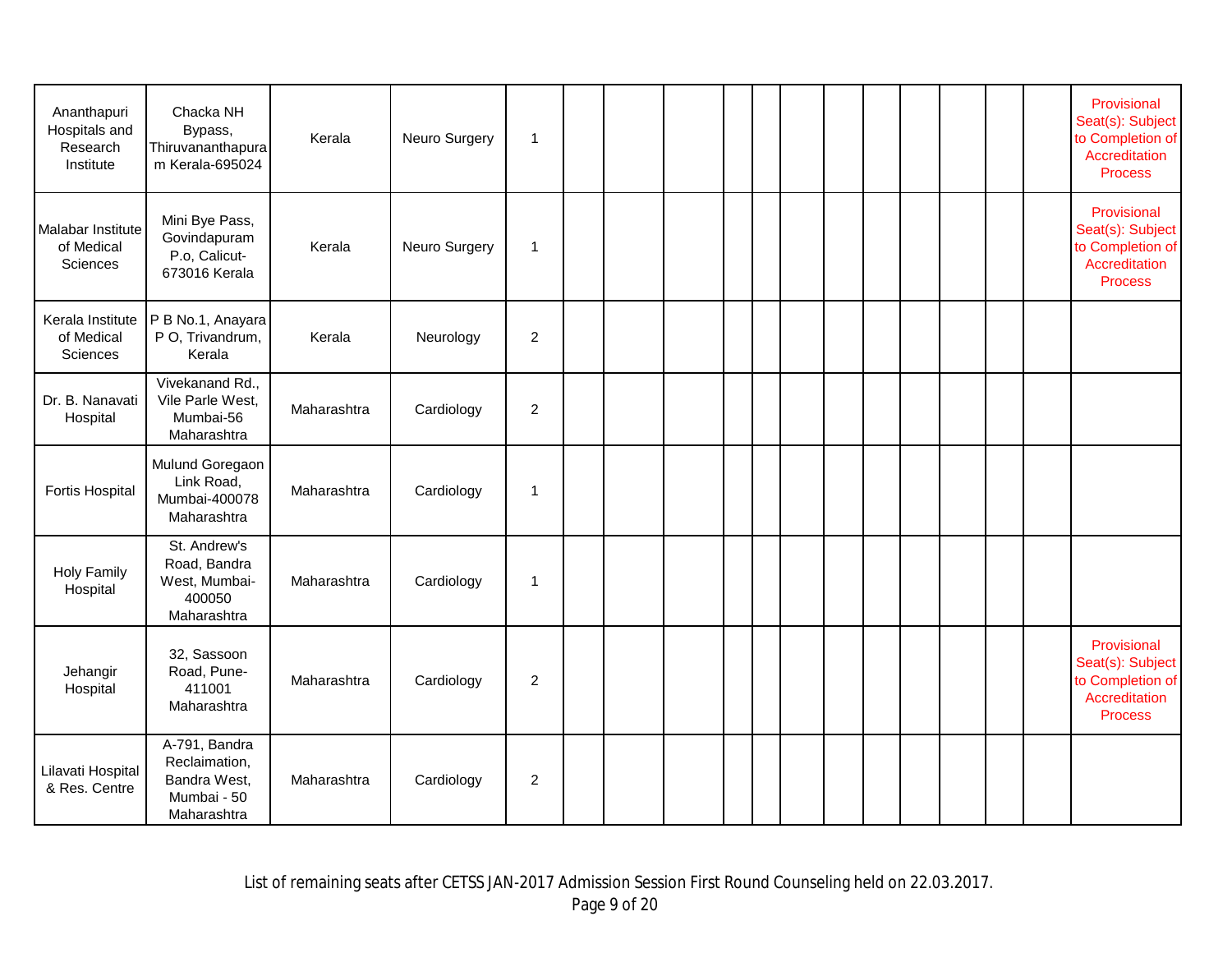| | | | | | | | | | | | | | | | | | |
|---|---|---|---|---|---|---|---|---|---|---|---|---|---|---|---|---|---|
| Ananthapuri Hospitals and Research Institute | Chacka NH Bypass, Thiruvananthapuram Kerala-695024 | Kerala | Neuro Surgery | 1 | | | | | | | | | | | | | Provisional Seat(s): Subject to Completion of Accreditation Process |
| Malabar Institute of Medical Sciences | Mini Bye Pass, Govindapuram P.o, Calicut-673016 Kerala | Kerala | Neuro Surgery | 1 | | | | | | | | | | | | | Provisional Seat(s): Subject to Completion of Accreditation Process |
| Kerala Institute of Medical Sciences | P B No.1, Anayara P O, Trivandrum, Kerala | Kerala | Neurology | 2 | | | | | | | | | | | | | |
| Dr. B. Nanavati Hospital | Vivekanand Rd., Vile Parle West, Mumbai-56 Maharashtra | Maharashtra | Cardiology | 2 | | | | | | | | | | | | | |
| Fortis Hospital | Mulund Goregaon Link Road, Mumbai-400078 Maharashtra | Maharashtra | Cardiology | 1 | | | | | | | | | | | | | |
| Holy Family Hospital | St. Andrew's Road, Bandra West, Mumbai-400050 Maharashtra | Maharashtra | Cardiology | 1 | | | | | | | | | | | | | |
| Jehangir Hospital | 32, Sassoon Road, Pune-411001 Maharashtra | Maharashtra | Cardiology | 2 | | | | | | | | | | | | | Provisional Seat(s): Subject to Completion of Accreditation Process |
| Lilavati Hospital & Res. Centre | A-791, Bandra Reclaimation, Bandra West, Mumbai - 50 Maharashtra | Maharashtra | Cardiology | 2 | | | | | | | | | | | | | |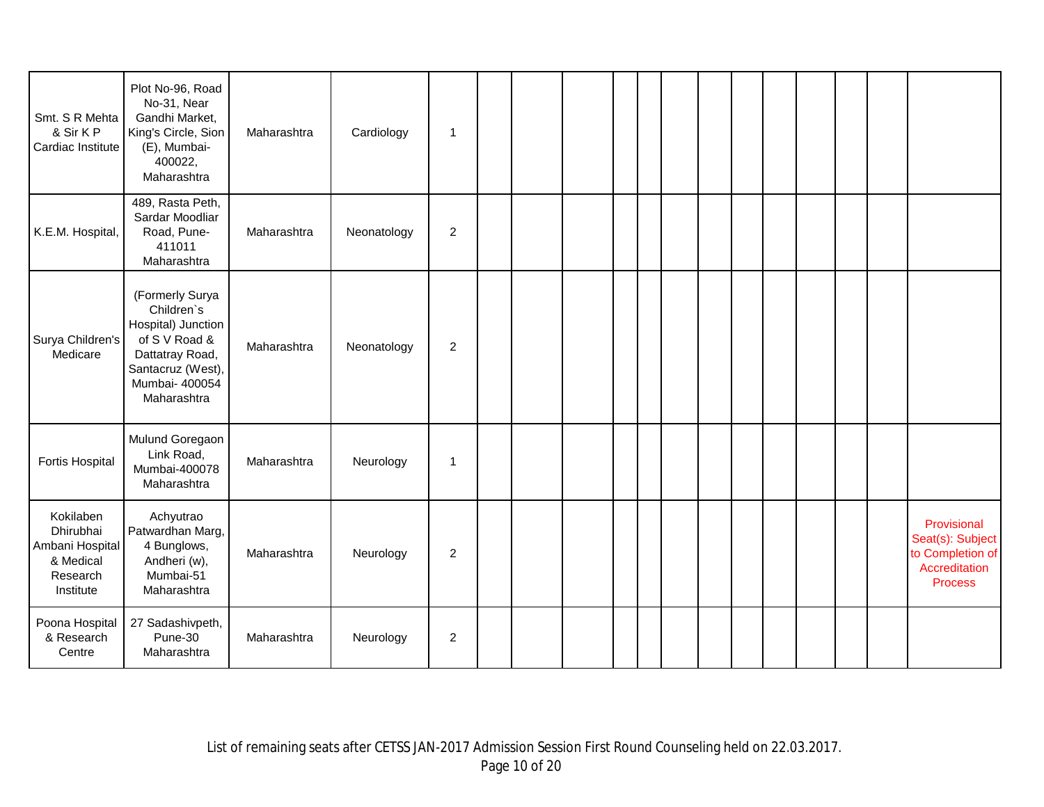| | | | | | | | | | | | | | | | | | |
|---|---|---|---|---|---|---|---|---|---|---|---|---|---|---|---|---|---|
| Smt. S R Mehta & Sir K P Cardiac Institute | Plot No-96, Road No-31, Near Gandhi Market, King's Circle, Sion (E), Mumbai-400022, Maharashtra | Maharashtra | Cardiology | 1 | | | | | | | | | | | | | |
| K.E.M. Hospital, | 489, Rasta Peth, Sardar Moodliar Road, Pune-411011 Maharashtra | Maharashtra | Neonatology | 2 | | | | | | | | | | | | | |
| Surya Children's Medicare | (Formerly Surya Children`s Hospital) Junction of S V Road & Dattatray Road, Santacruz (West), Mumbai- 400054 Maharashtra | Maharashtra | Neonatology | 2 | | | | | | | | | | | | | |
| Fortis Hospital | Mulund Goregaon Link Road, Mumbai-400078 Maharashtra | Maharashtra | Neurology | 1 | | | | | | | | | | | | | |
| Kokilaben Dhirubhai Ambani Hospital & Medical Research Institute | Achyutrao Patwardhan Marg, 4 Bunglows, Andheri (w), Mumbai-51 Maharashtra | Maharashtra | Neurology | 2 | | | | | | | | | | | | | Provisional Seat(s): Subject to Completion of Accreditation Process |
| Poona Hospital & Research Centre | 27 Sadashivpeth, Pune-30 Maharashtra | Maharashtra | Neurology | 2 | | | | | | | | | | | | | |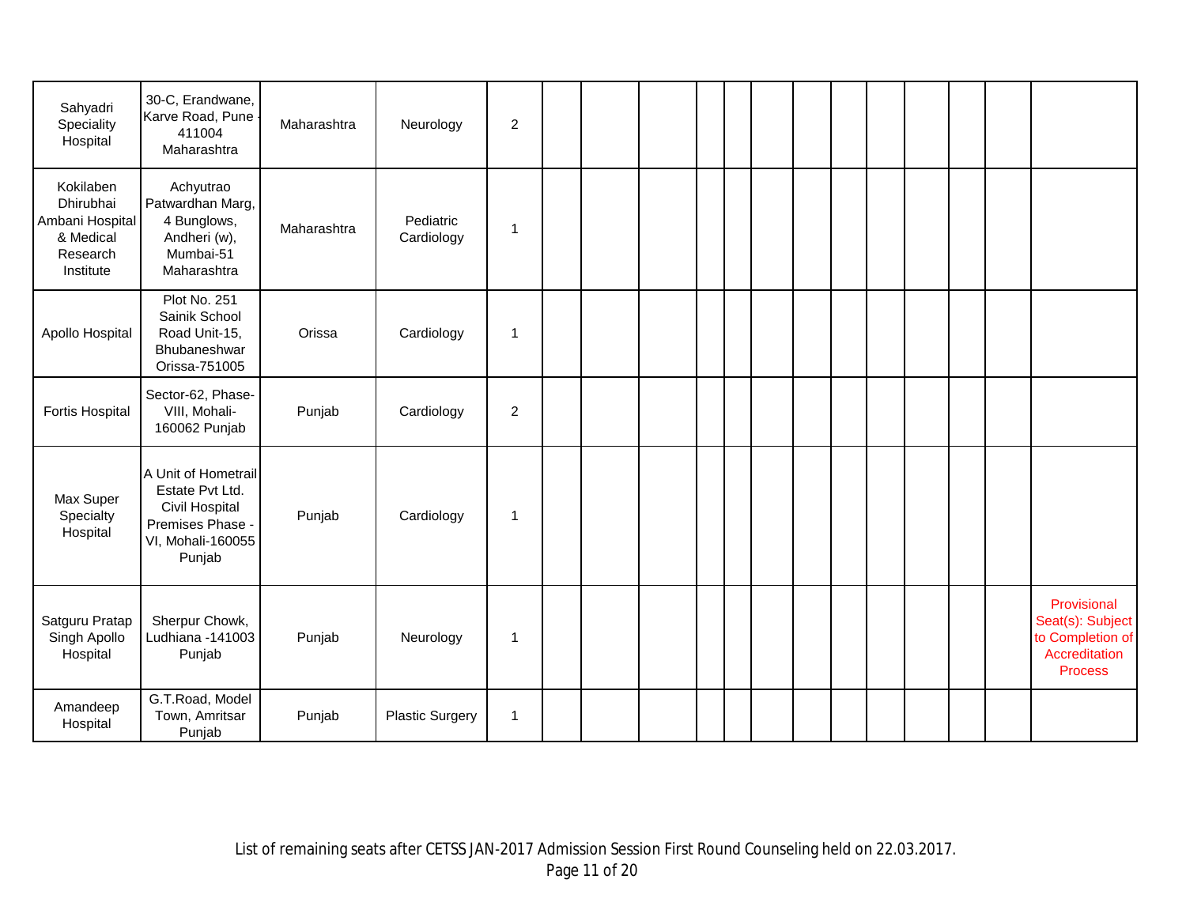| | | | | | | | | | | | | | | | | | |
|---|---|---|---|---|---|---|---|---|---|---|---|---|---|---|---|---|---|
| Sahyadri Speciality Hospital | 30-C, Erandwane, Karve Road, Pune - 411004 Maharashtra | Maharashtra | Neurology | 2 | | | | | | | | | | | | | |
| Kokilaben Dhirubhai Ambani Hospital & Medical Research Institute | Achyutrao Patwardhan Marg, 4 Bunglows, Andheri (w), Mumbai-51 Maharashtra | Maharashtra | Pediatric Cardiology | 1 | | | | | | | | | | | | | |
| Apollo Hospital | Plot No. 251 Sainik School Road Unit-15, Bhubaneshwar Orissa-751005 | Orissa | Cardiology | 1 | | | | | | | | | | | | | |
| Fortis Hospital | Sector-62, Phase-VIII, Mohali-160062 Punjab | Punjab | Cardiology | 2 | | | | | | | | | | | | | |
| Max Super Specialty Hospital | A Unit of Hometrail Estate Pvt Ltd. Civil Hospital Premises Phase - VI, Mohali-160055 Punjab | Punjab | Cardiology | 1 | | | | | | | | | | | | | |
| Satguru Pratap Singh Apollo Hospital | Sherpur Chowk, Ludhiana -141003 Punjab | Punjab | Neurology | 1 | | | | | | | | | | | | | Provisional Seat(s): Subject to Completion of Accreditation Process |
| Amandeep Hospital | G.T.Road, Model Town, Amritsar Punjab | Punjab | Plastic Surgery | 1 | | | | | | | | | | | | | |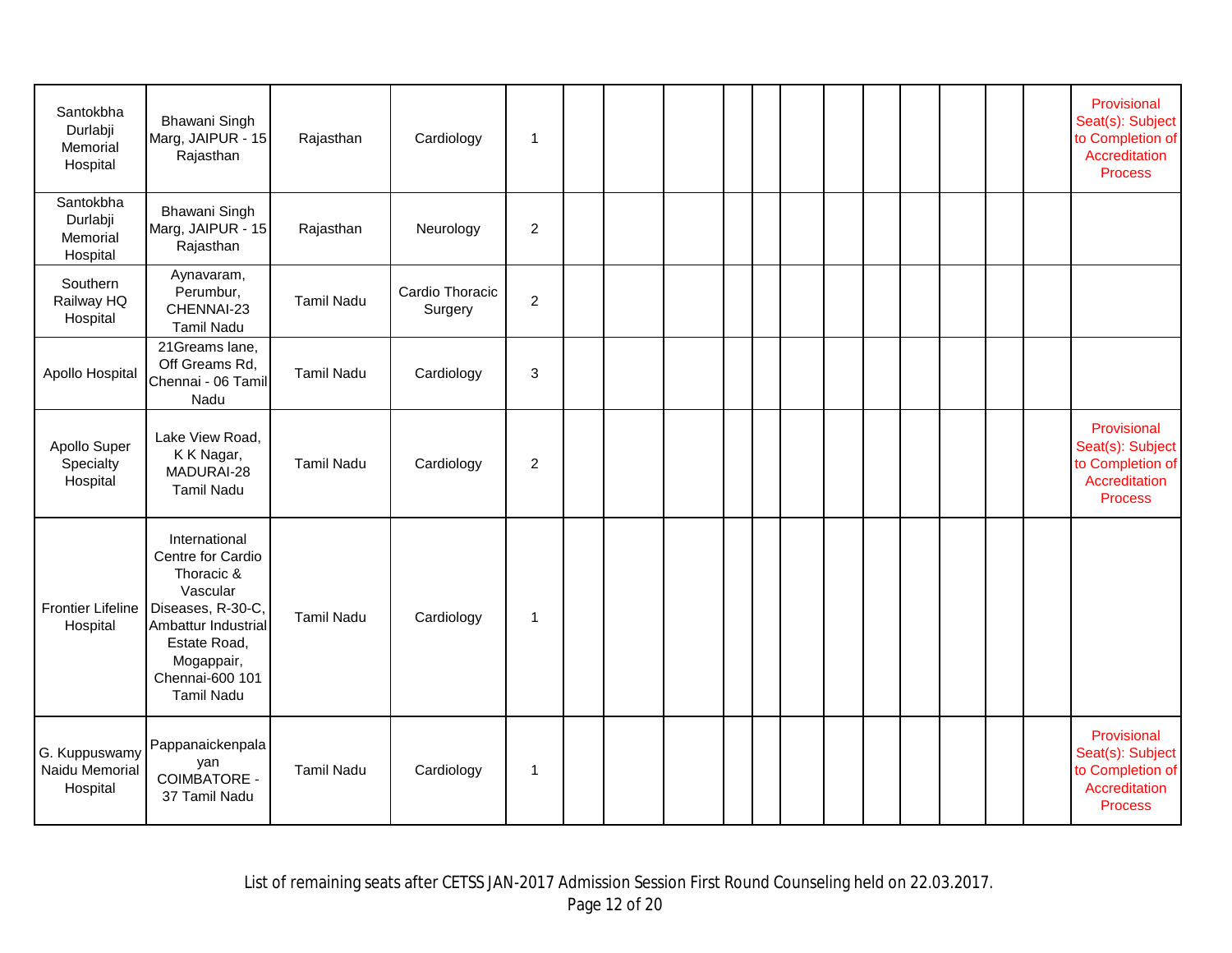| | | | | | | | | | | | | | | | | | |
|---|---|---|---|---|---|---|---|---|---|---|---|---|---|---|---|---|---|
| Santokbha Durlabji Memorial Hospital | Bhawani Singh Marg, JAIPUR - 15 Rajasthan | Rajasthan | Cardiology | 1 | | | | | | | | | | | | | Provisional Seat(s): Subject to Completion of Accreditation Process |
| Santokbha Durlabji Memorial Hospital | Bhawani Singh Marg, JAIPUR - 15 Rajasthan | Rajasthan | Neurology | 2 | | | | | | | | | | | | | |
| Southern Railway HQ Hospital | Aynavaram, Perumbur, CHENNAI-23 Tamil Nadu | Tamil Nadu | Cardio Thoracic Surgery | 2 | | | | | | | | | | | | | |
| Apollo Hospital | 21Greams lane, Off Greams Rd, Chennai - 06 Tamil Nadu | Tamil Nadu | Cardiology | 3 | | | | | | | | | | | | | |
| Apollo Super Specialty Hospital | Lake View Road, K K Nagar, MADURAI-28 Tamil Nadu | Tamil Nadu | Cardiology | 2 | | | | | | | | | | | | | Provisional Seat(s): Subject to Completion of Accreditation Process |
| Frontier Lifeline Hospital | International Centre for Cardio Thoracic & Vascular Diseases, R-30-C, Ambattur Industrial Estate Road, Mogappair, Chennai-600 101 Tamil Nadu | Tamil Nadu | Cardiology | 1 | | | | | | | | | | | | | |
| G. Kuppuswamy Naidu Memorial Hospital | Pappanaickenpalayan COIMBATORE - 37 Tamil Nadu | Tamil Nadu | Cardiology | 1 | | | | | | | | | | | | | Provisional Seat(s): Subject to Completion of Accreditation Process |

List of remaining seats after CETSS JAN-2017 Admission Session First Round Counseling held on 22.03.2017.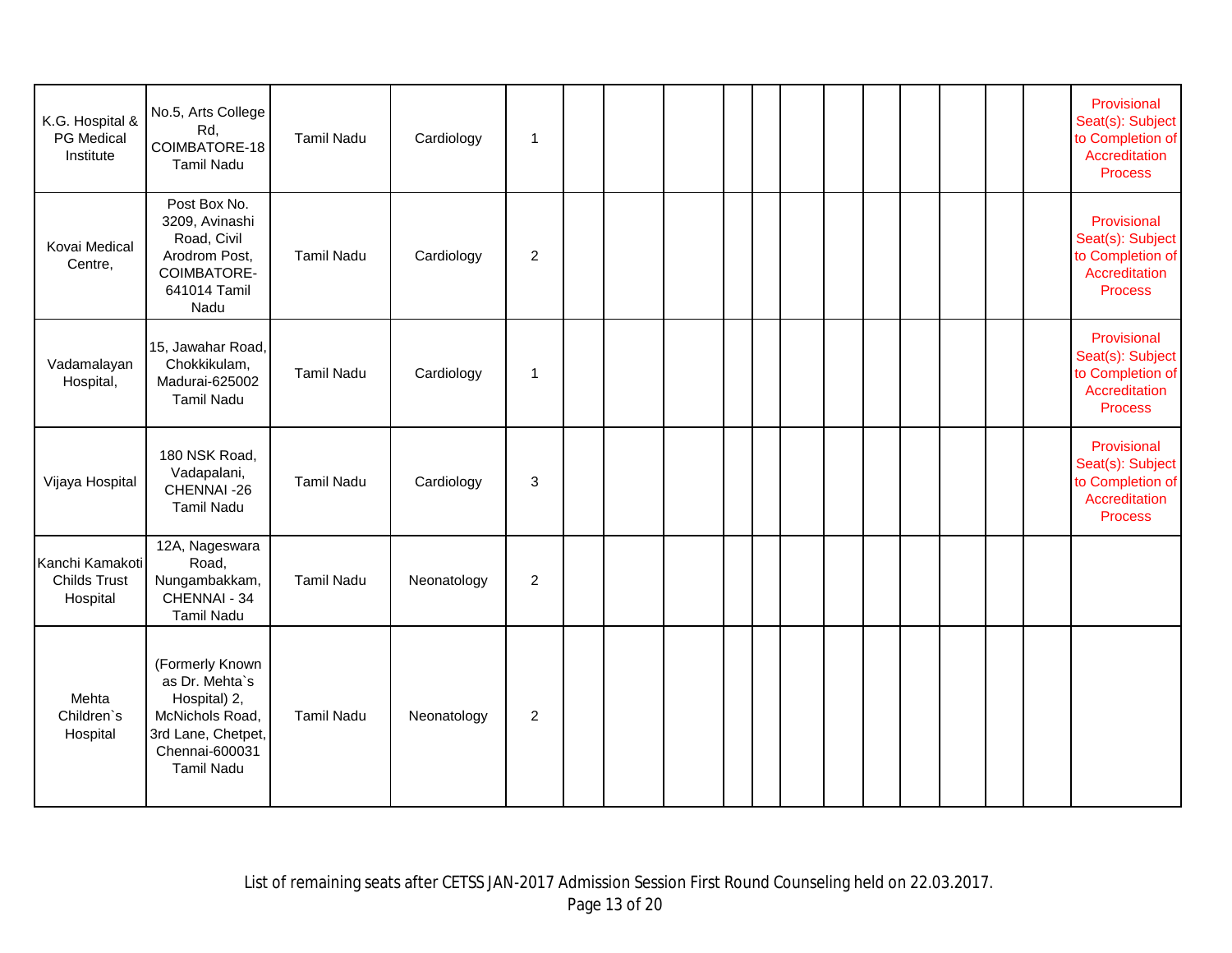| | | | | | | | | | | | | | | | | | |
|---|---|---|---|---|---|---|---|---|---|---|---|---|---|---|---|---|---|
| K.G. Hospital & PG Medical Institute | No.5, Arts College Rd, COIMBATORE-18 Tamil Nadu | Tamil Nadu | Cardiology | 1 | | | | | | | | | | | | | Provisional Seat(s): Subject to Completion of Accreditation Process |
| Kovai Medical Centre, | Post Box No. 3209, Avinashi Road, Civil Arodrom Post, COIMBATORE-641014 Tamil Nadu | Tamil Nadu | Cardiology | 2 | | | | | | | | | | | | | Provisional Seat(s): Subject to Completion of Accreditation Process |
| Vadamalayan Hospital, | 15, Jawahar Road, Chokkikulam, Madurai-625002 Tamil Nadu | Tamil Nadu | Cardiology | 1 | | | | | | | | | | | | | Provisional Seat(s): Subject to Completion of Accreditation Process |
| Vijaya Hospital | 180 NSK Road, Vadapalani, CHENNAI -26 Tamil Nadu | Tamil Nadu | Cardiology | 3 | | | | | | | | | | | | | Provisional Seat(s): Subject to Completion of Accreditation Process |
| Kanchi Kamakoti Childs Trust Hospital | 12A, Nageswara Road, Nungambakkam, CHENNAI - 34 Tamil Nadu | Tamil Nadu | Neonatology | 2 | | | | | | | | | | | | | |
| Mehta Children`s Hospital | (Formerly Known as Dr. Mehta`s Hospital) 2, McNichols Road, 3rd Lane, Chetpet, Chennai-600031 Tamil Nadu | Tamil Nadu | Neonatology | 2 | | | | | | | | | | | | | |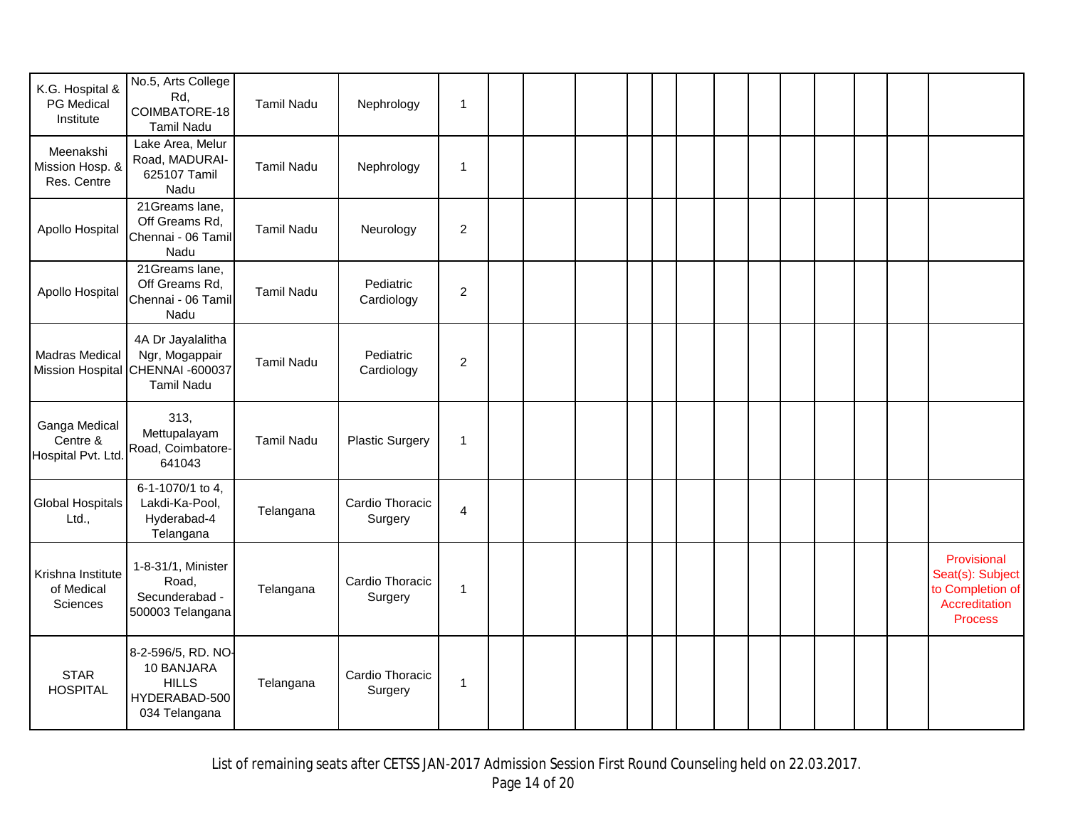| | | | | | | | | | | | | | | | | | |
|---|---|---|---|---|---|---|---|---|---|---|---|---|---|---|---|---|---|
| K.G. Hospital & PG Medical Institute | No.5, Arts College Rd, COIMBATORE-18 Tamil Nadu | Tamil Nadu | Nephrology | 1 | | | | | | | | | | | | | |
| Meenakshi Mission Hosp. & Res. Centre | Lake Area, Melur Road, MADURAI-625107 Tamil Nadu | Tamil Nadu | Nephrology | 1 | | | | | | | | | | | | | |
| Apollo Hospital | 21Greams lane, Off Greams Rd, Chennai - 06 Tamil Nadu | Tamil Nadu | Neurology | 2 | | | | | | | | | | | | | |
| Apollo Hospital | 21Greams lane, Off Greams Rd, Chennai - 06 Tamil Nadu | Tamil Nadu | Pediatric Cardiology | 2 | | | | | | | | | | | | | |
| Madras Medical Mission Hospital | 4A Dr Jayalalitha Ngr, Mogappair CHENNAI -600037 Tamil Nadu | Tamil Nadu | Pediatric Cardiology | 2 | | | | | | | | | | | | | |
| Ganga Medical Centre & Hospital Pvt. Ltd. | 313, Mettupalayam Road, Coimbatore-641043 | Tamil Nadu | Plastic Surgery | 1 | | | | | | | | | | | | | |
| Global Hospitals Ltd., | 6-1-1070/1 to 4, Lakdi-Ka-Pool, Hyderabad-4 Telangana | Telangana | Cardio Thoracic Surgery | 4 | | | | | | | | | | | | | |
| Krishna Institute of Medical Sciences | 1-8-31/1, Minister Road, Secunderabad - 500003 Telangana | Telangana | Cardio Thoracic Surgery | 1 | | | | | | | | | | | | | Provisional Seat(s): Subject to Completion of Accreditation Process |
| STAR HOSPITAL | 8-2-596/5, RD. NO-10 BANJARA HILLS HYDERABAD-500 034 Telangana | Telangana | Cardio Thoracic Surgery | 1 | | | | | | | | | | | | | |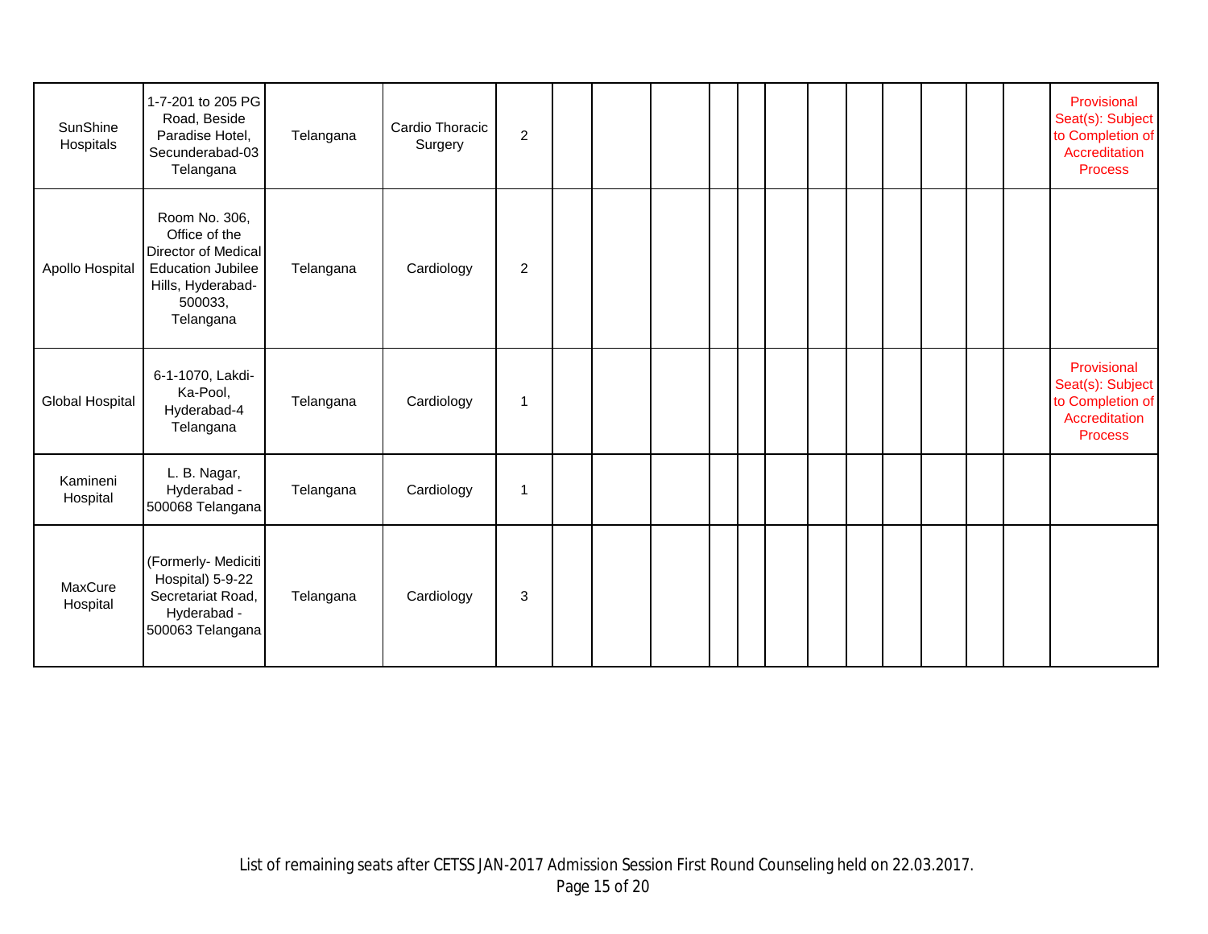| | | | | | | | | | | | | | | | | | |
|---|---|---|---|---|---|---|---|---|---|---|---|---|---|---|---|---|---|
| SunShine Hospitals | 1-7-201 to 205 PG Road, Beside Paradise Hotel, Secunderabad-03 Telangana | Telangana | Cardio Thoracic Surgery | 2 | | | | | | | | | | | | | Provisional Seat(s): Subject to Completion of Accreditation Process |
| Apollo Hospital | Room No. 306, Office of the Director of Medical Education Jubilee Hills, Hyderabad-500033, Telangana | Telangana | Cardiology | 2 | | | | | | | | | | | | | |
| Global Hospital | 6-1-1070, Lakdi-Ka-Pool, Hyderabad-4 Telangana | Telangana | Cardiology | 1 | | | | | | | | | | | | | Provisional Seat(s): Subject to Completion of Accreditation Process |
| Kamineni Hospital | L. B. Nagar, Hyderabad - 500068 Telangana | Telangana | Cardiology | 1 | | | | | | | | | | | | | |
| MaxCure Hospital | (Formerly- Mediciti Hospital) 5-9-22 Secretariat Road, Hyderabad - 500063 Telangana | Telangana | Cardiology | 3 | | | | | | | | | | | | | |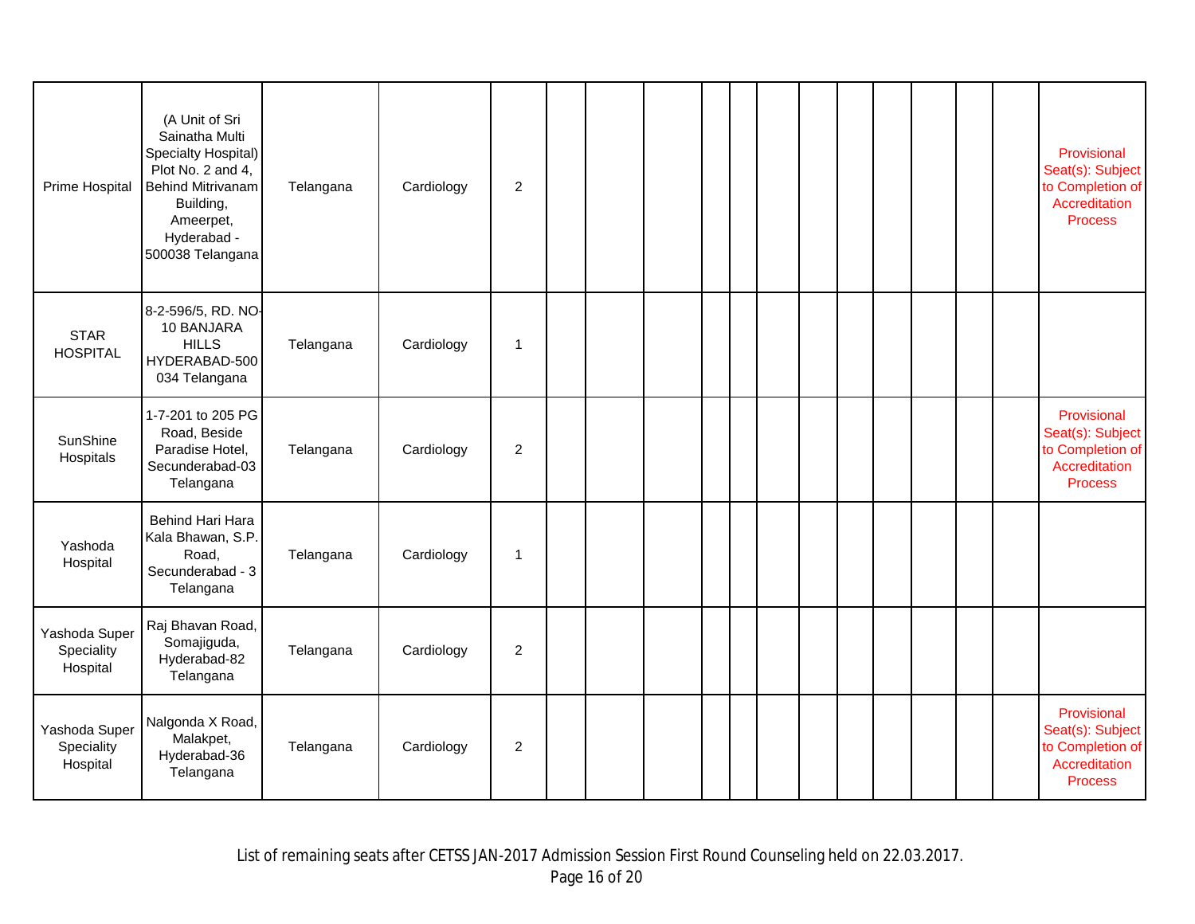| | | | | | | | | | | | | | | | | | |
|---|---|---|---|---|---|---|---|---|---|---|---|---|---|---|---|---|---|
| Prime Hospital | (A Unit of Sri Sainatha Multi Specialty Hospital) Plot No. 2 and 4, Behind Mitrivanam Building, Ameerpet, Hyderabad - 500038 Telangana | Telangana | Cardiology | 2 | | | | | | | | | | | | | Provisional Seat(s): Subject to Completion of Accreditation Process |
| STAR HOSPITAL | 8-2-596/5, RD. NO-10 BANJARA HILLS HYDERABAD-500 034 Telangana | Telangana | Cardiology | 1 | | | | | | | | | | | | | |
| SunShine Hospitals | 1-7-201 to 205 PG Road, Beside Paradise Hotel, Secunderabad-03 Telangana | Telangana | Cardiology | 2 | | | | | | | | | | | | | Provisional Seat(s): Subject to Completion of Accreditation Process |
| Yashoda Hospital | Behind Hari Hara Kala Bhawan, S.P. Road, Secunderabad - 3 Telangana | Telangana | Cardiology | 1 | | | | | | | | | | | | | |
| Yashoda Super Speciality Hospital | Raj Bhavan Road, Somajiguda, Hyderabad-82 Telangana | Telangana | Cardiology | 2 | | | | | | | | | | | | | |
| Yashoda Super Speciality Hospital | Nalgonda X Road, Malakpet, Hyderabad-36 Telangana | Telangana | Cardiology | 2 | | | | | | | | | | | | | Provisional Seat(s): Subject to Completion of Accreditation Process |

List of remaining seats after CETSS JAN-2017 Admission Session First Round Counseling held on 22.03.2017.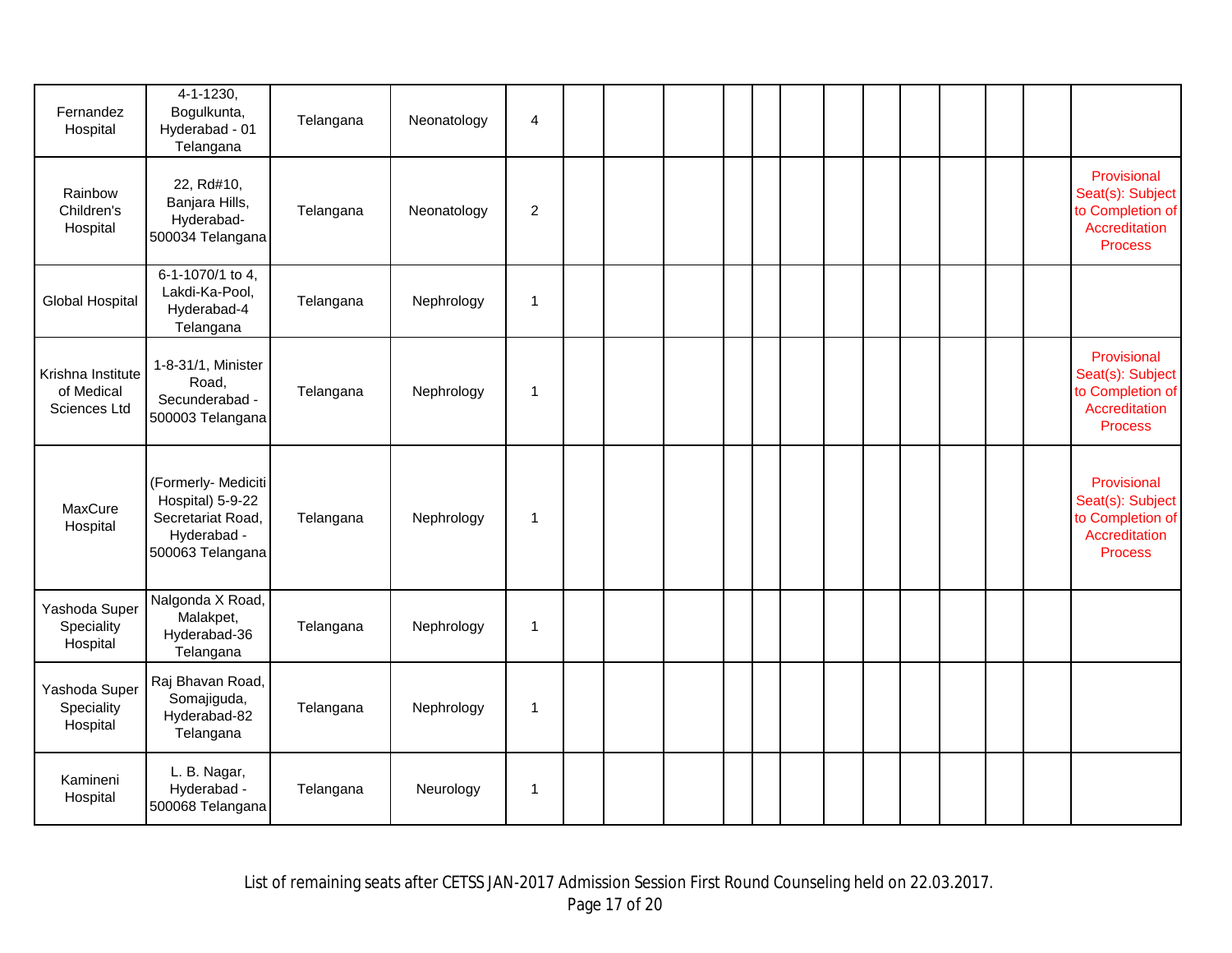| | | | | | | | | | | | | | | | | | |
|---|---|---|---|---|---|---|---|---|---|---|---|---|---|---|---|---|---|
| Fernandez Hospital | 4-1-1230, Bogulkunta, Hyderabad - 01 Telangana | Telangana | Neonatology | 4 | | | | | | | | | | | | | |
| Rainbow Children's Hospital | 22, Rd#10, Banjara Hills, Hyderabad-500034 Telangana | Telangana | Neonatology | 2 | | | | | | | | | | | | | Provisional Seat(s): Subject to Completion of Accreditation Process |
| Global Hospital | 6-1-1070/1 to 4, Lakdi-Ka-Pool, Hyderabad-4 Telangana | Telangana | Nephrology | 1 | | | | | | | | | | | | | |
| Krishna Institute of Medical Sciences Ltd | 1-8-31/1, Minister Road, Secunderabad - 500003 Telangana | Telangana | Nephrology | 1 | | | | | | | | | | | | | Provisional Seat(s): Subject to Completion of Accreditation Process |
| MaxCure Hospital | (Formerly- Mediciti Hospital) 5-9-22 Secretariat Road, Hyderabad - 500063 Telangana | Telangana | Nephrology | 1 | | | | | | | | | | | | | Provisional Seat(s): Subject to Completion of Accreditation Process |
| Yashoda Super Speciality Hospital | Nalgonda X Road, Malakpet, Hyderabad-36 Telangana | Telangana | Nephrology | 1 | | | | | | | | | | | | | |
| Yashoda Super Speciality Hospital | Raj Bhavan Road, Somajiguda, Hyderabad-82 Telangana | Telangana | Nephrology | 1 | | | | | | | | | | | | | |
| Kamineni Hospital | L. B. Nagar, Hyderabad - 500068 Telangana | Telangana | Neurology | 1 | | | | | | | | | | | | | |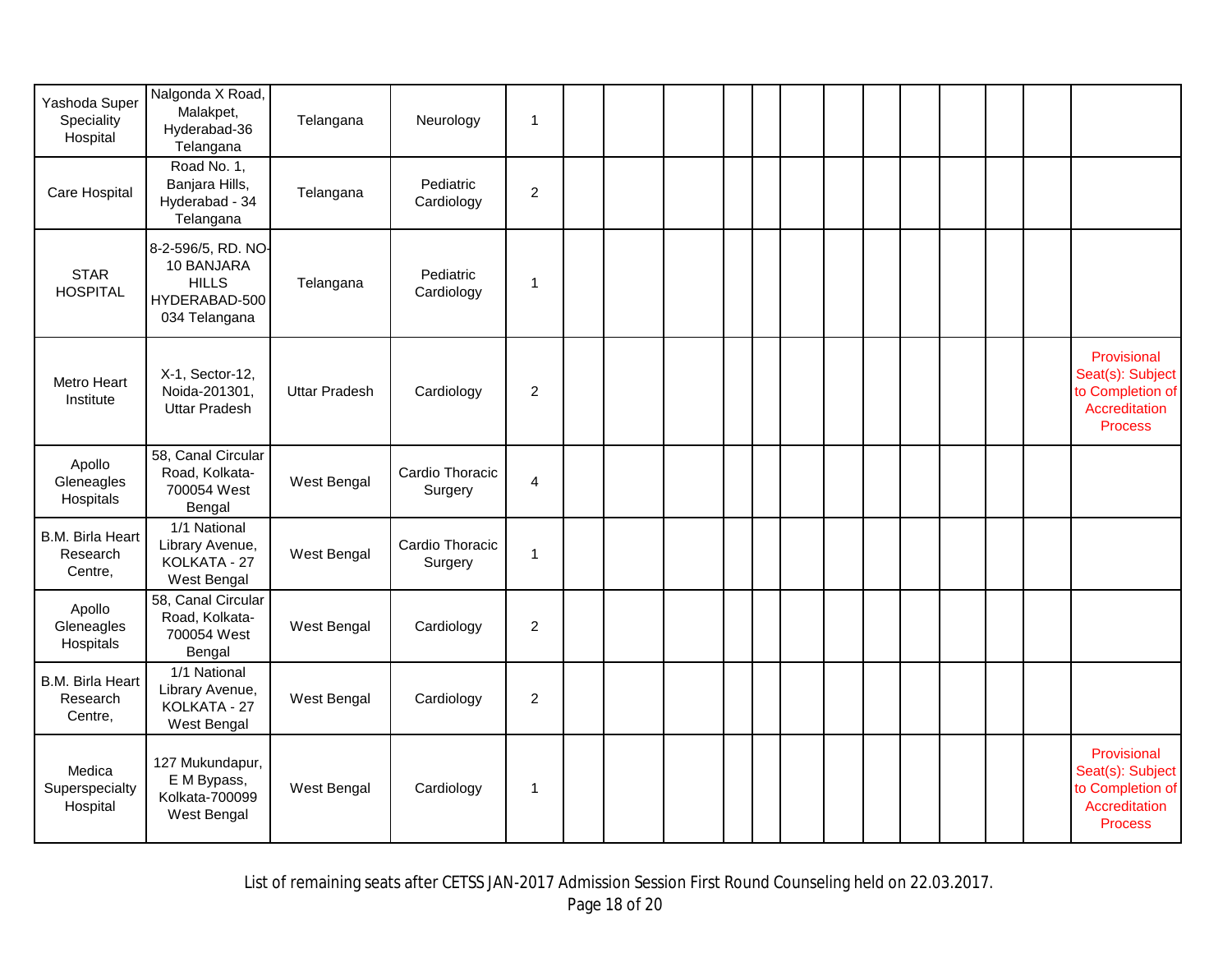| | | | | | | | | | | | | | | | | | |
|---|---|---|---|---|---|---|---|---|---|---|---|---|---|---|---|---|---|
| Yashoda Super Speciality Hospital | Nalgonda X Road, Malakpet, Hyderabad-36 Telangana | Telangana | Neurology | 1 | | | | | | | | | | | | | |
| Care Hospital | Road No. 1, Banjara Hills, Hyderabad - 34 Telangana | Telangana | Pediatric Cardiology | 2 | | | | | | | | | | | | | |
| STAR HOSPITAL | 8-2-596/5, RD. NO-10 BANJARA HILLS HYDERABAD-500 034 Telangana | Telangana | Pediatric Cardiology | 1 | | | | | | | | | | | | | |
| Metro Heart Institute | X-1, Sector-12, Noida-201301, Uttar Pradesh | Uttar Pradesh | Cardiology | 2 | | | | | | | | | | | | | Provisional Seat(s): Subject to Completion of Accreditation Process |
| Apollo Gleneagles Hospitals | 58, Canal Circular Road, Kolkata-700054 West Bengal | West Bengal | Cardio Thoracic Surgery | 4 | | | | | | | | | | | | | |
| B.M. Birla Heart Research Centre, | 1/1 National Library Avenue, KOLKATA - 27 West Bengal | West Bengal | Cardio Thoracic Surgery | 1 | | | | | | | | | | | | | |
| Apollo Gleneagles Hospitals | 58, Canal Circular Road, Kolkata-700054 West Bengal | West Bengal | Cardiology | 2 | | | | | | | | | | | | | |
| B.M. Birla Heart Research Centre, | 1/1 National Library Avenue, KOLKATA - 27 West Bengal | West Bengal | Cardiology | 2 | | | | | | | | | | | | | |
| Medica Superspecialty Hospital | 127 Mukundapur, E M Bypass, Kolkata-700099 West Bengal | West Bengal | Cardiology | 1 | | | | | | | | | | | | | Provisional Seat(s): Subject to Completion of Accreditation Process |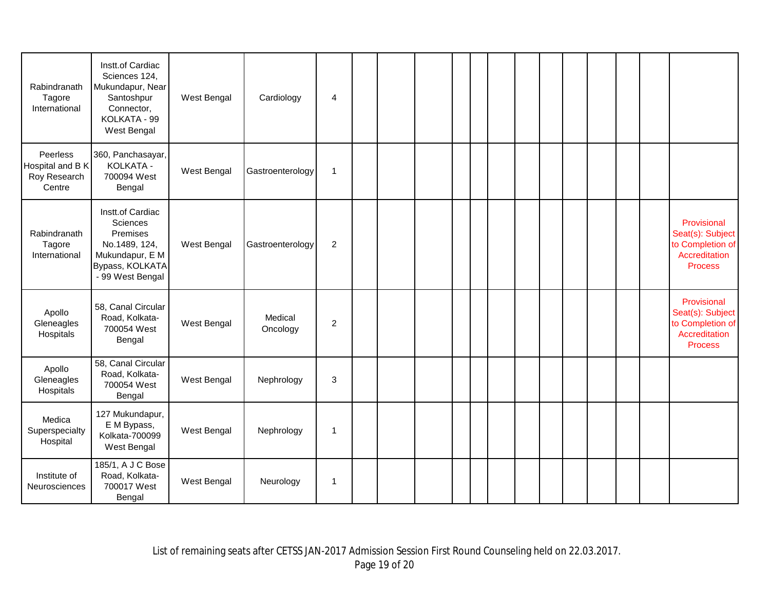| | | | | | | | | | | | | | | | | | |
|---|---|---|---|---|---|---|---|---|---|---|---|---|---|---|---|---|---|
| Rabindranath Tagore International | Instt.of Cardiac Sciences 124, Mukundapur, Near Santoshpur Connector, KOLKATA - 99 West Bengal | West Bengal | Cardiology | 4 | | | | | | | | | | | | | |
| Peerless Hospital and B K Roy Research Centre | 360, Panchasayar, KOLKATA - 700094 West Bengal | West Bengal | Gastroenterology | 1 | | | | | | | | | | | | | |
| Rabindranath Tagore International | Instt.of Cardiac Sciences Premises No.1489, 124, Mukundapur, E M Bypass, KOLKATA - 99 West Bengal | West Bengal | Gastroenterology | 2 | | | | | | | | | | | | | Provisional Seat(s): Subject to Completion of Accreditation Process |
| Apollo Gleneagles Hospitals | 58, Canal Circular Road, Kolkata-700054 West Bengal | West Bengal | Medical Oncology | 2 | | | | | | | | | | | | | Provisional Seat(s): Subject to Completion of Accreditation Process |
| Apollo Gleneagles Hospitals | 58, Canal Circular Road, Kolkata-700054 West Bengal | West Bengal | Nephrology | 3 | | | | | | | | | | | | | |
| Medica Superspecialty Hospital | 127 Mukundapur, E M Bypass, Kolkata-700099 West Bengal | West Bengal | Nephrology | 1 | | | | | | | | | | | | | |
| Institute of Neurosciences | 185/1, A J C Bose Road, Kolkata-700017 West Bengal | West Bengal | Neurology | 1 | | | | | | | | | | | | | |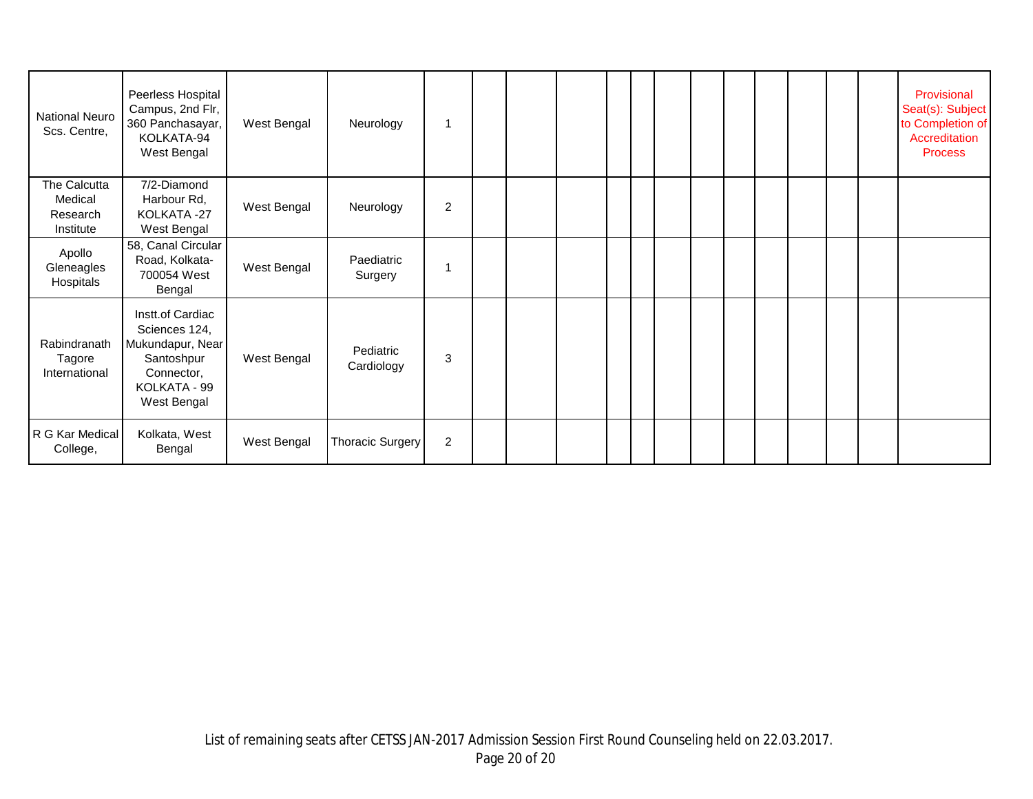| | | | | | | | | | | | | | | | | | |
|---|---|---|---|---|---|---|---|---|---|---|---|---|---|---|---|---|---|
| National Neuro Scs. Centre, | Peerless Hospital Campus, 2nd Flr, 360 Panchasayar, KOLKATA-94 West Bengal | West Bengal | Neurology | 1 | | | | | | | | | | | | | Provisional Seat(s): Subject to Completion of Accreditation Process |
| The Calcutta Medical Research Institute | 7/2-Diamond Harbour Rd, KOLKATA -27 West Bengal | West Bengal | Neurology | 2 | | | | | | | | | | | | | |
| Apollo Gleneagles Hospitals | 58, Canal Circular Road, Kolkata-700054 West Bengal | West Bengal | Paediatric Surgery | 1 | | | | | | | | | | | | | |
| Rabindranath Tagore International | Instt.of Cardiac Sciences 124, Mukundapur, Near Santoshpur Connector, KOLKATA - 99 West Bengal | West Bengal | Pediatric Cardiology | 3 | | | | | | | | | | | | | |
| R G Kar Medical College, | Kolkata, West Bengal | West Bengal | Thoracic Surgery | 2 | | | | | | | | | | | | | |